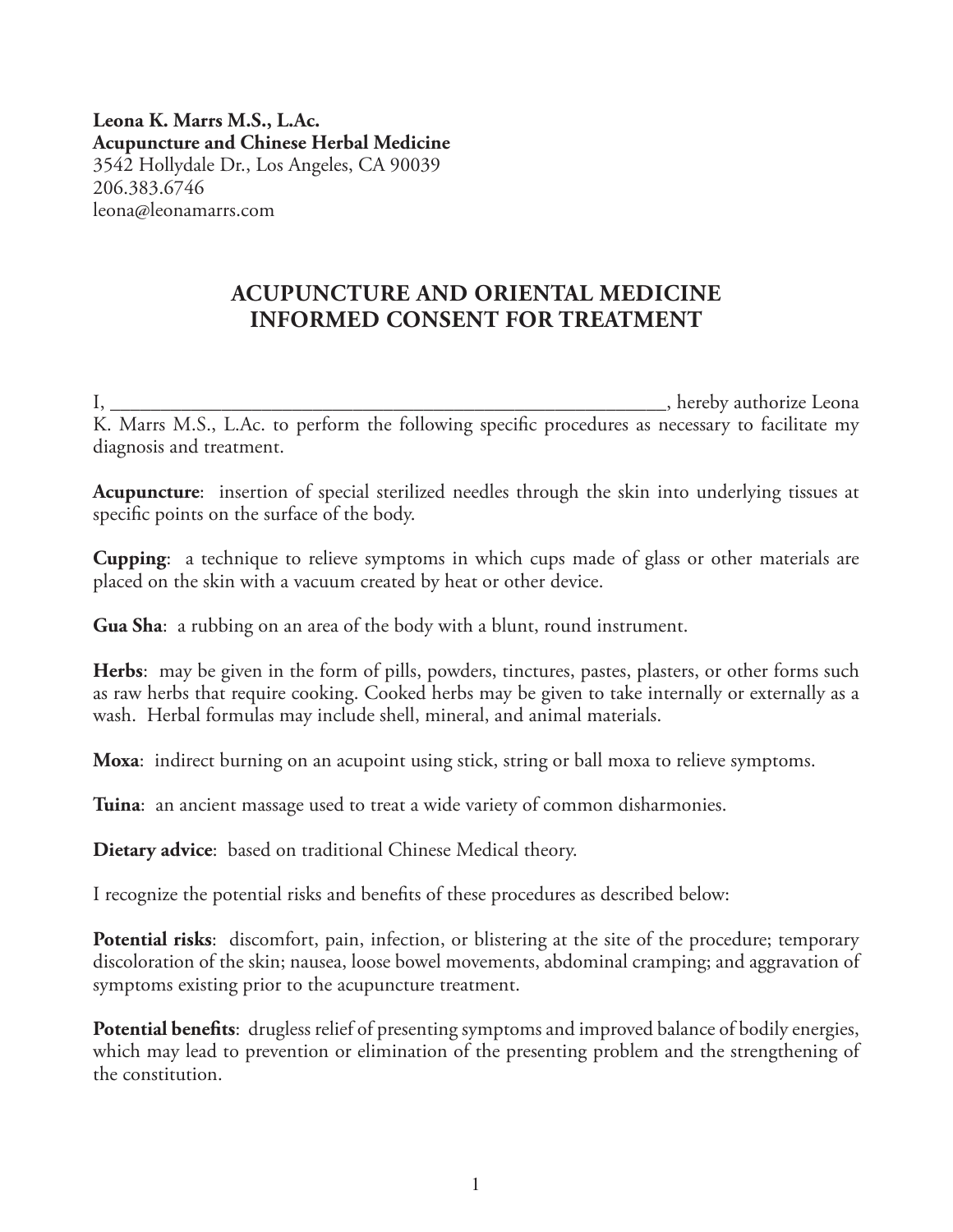**Leona K. Marrs M.S., L.Ac.**
**Acupuncture and Chinese Herbal Medicine**
3542 Hollydale Dr., Los Angeles, CA 90039
206.383.6746
leona@leonamarrs.com

# ACUPUNCTURE AND ORIENTAL MEDICINE INFORMED CONSENT FOR TREATMENT

I, ____________________________________________________________, hereby authorize Leona K. Marrs M.S., L.Ac. to perform the following specific procedures as necessary to facilitate my diagnosis and treatment.

**Acupuncture**: insertion of special sterilized needles through the skin into underlying tissues at specific points on the surface of the body.

**Cupping**: a technique to relieve symptoms in which cups made of glass or other materials are placed on the skin with a vacuum created by heat or other device.

**Gua Sha**: a rubbing on an area of the body with a blunt, round instrument.

**Herbs**: may be given in the form of pills, powders, tinctures, pastes, plasters, or other forms such as raw herbs that require cooking. Cooked herbs may be given to take internally or externally as a wash. Herbal formulas may include shell, mineral, and animal materials.

**Moxa**: indirect burning on an acupoint using stick, string or ball moxa to relieve symptoms.

**Tuina**: an ancient massage used to treat a wide variety of common disharmonies.

**Dietary advice**: based on traditional Chinese Medical theory.

I recognize the potential risks and benefits of these procedures as described below:

**Potential risks**: discomfort, pain, infection, or blistering at the site of the procedure; temporary discoloration of the skin; nausea, loose bowel movements, abdominal cramping; and aggravation of symptoms existing prior to the acupuncture treatment.

**Potential benefits**: drugless relief of presenting symptoms and improved balance of bodily energies, which may lead to prevention or elimination of the presenting problem and the strengthening of the constitution.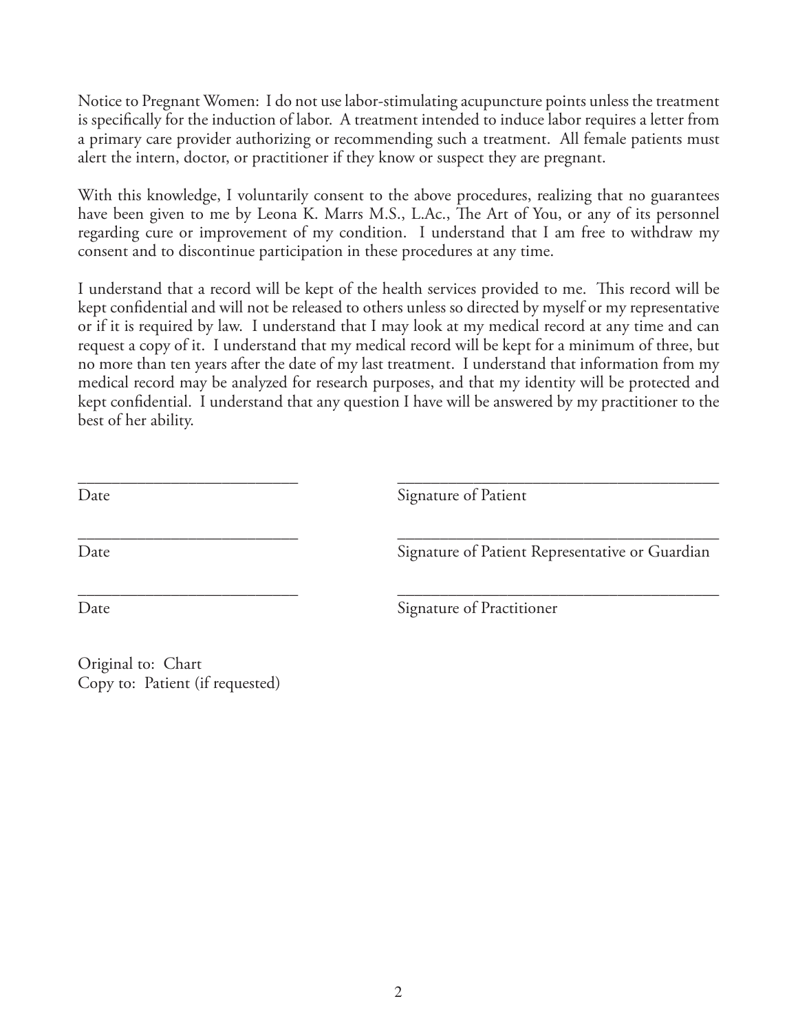Notice to Pregnant Women: I do not use labor-stimulating acupuncture points unless the treatment is specifically for the induction of labor. A treatment intended to induce labor requires a letter from a primary care provider authorizing or recommending such a treatment. All female patients must alert the intern, doctor, or practitioner if they know or suspect they are pregnant.

With this knowledge, I voluntarily consent to the above procedures, realizing that no guarantees have been given to me by Leona K. Marrs M.S., L.Ac., The Art of You, or any of its personnel regarding cure or improvement of my condition. I understand that I am free to withdraw my consent and to discontinue participation in these procedures at any time.

I understand that a record will be kept of the health services provided to me. This record will be kept confidential and will not be released to others unless so directed by myself or my representative or if it is required by law. I understand that I may look at my medical record at any time and can request a copy of it. I understand that my medical record will be kept for a minimum of three, but no more than ten years after the date of my last treatment. I understand that information from my medical record may be analyzed for research purposes, and that my identity will be protected and kept confidential. I understand that any question I have will be answered by my practitioner to the best of her ability.

\_\_\_\_\_\_\_\_\_\_\_\_\_\_\_\_\_\_\_\_\_\_\_\_\_\_ \_\_\_\_\_\_\_\_\_\_\_\_\_\_\_\_\_\_\_\_\_\_\_\_\_\_\_\_\_\_\_\_\_\_\_\_\_\_\_\_

Date Signature of Patient

\_\_\_\_\_\_\_\_\_\_\_\_\_\_\_\_\_\_\_\_\_\_\_\_\_\_ \_\_\_\_\_\_\_\_\_\_\_\_\_\_\_\_\_\_\_\_\_\_\_\_\_\_\_\_\_\_\_\_\_\_\_\_\_\_\_\_

Date Signature of Patient Representative or Guardian

\_\_\_\_\_\_\_\_\_\_\_\_\_\_\_\_\_\_\_\_\_\_\_\_\_\_ \_\_\_\_\_\_\_\_\_\_\_\_\_\_\_\_\_\_\_\_\_\_\_\_\_\_\_\_\_\_\_\_\_\_\_\_\_\_\_\_

Date Signature of Practitioner

Original to: Chart
Copy to: Patient (if requested)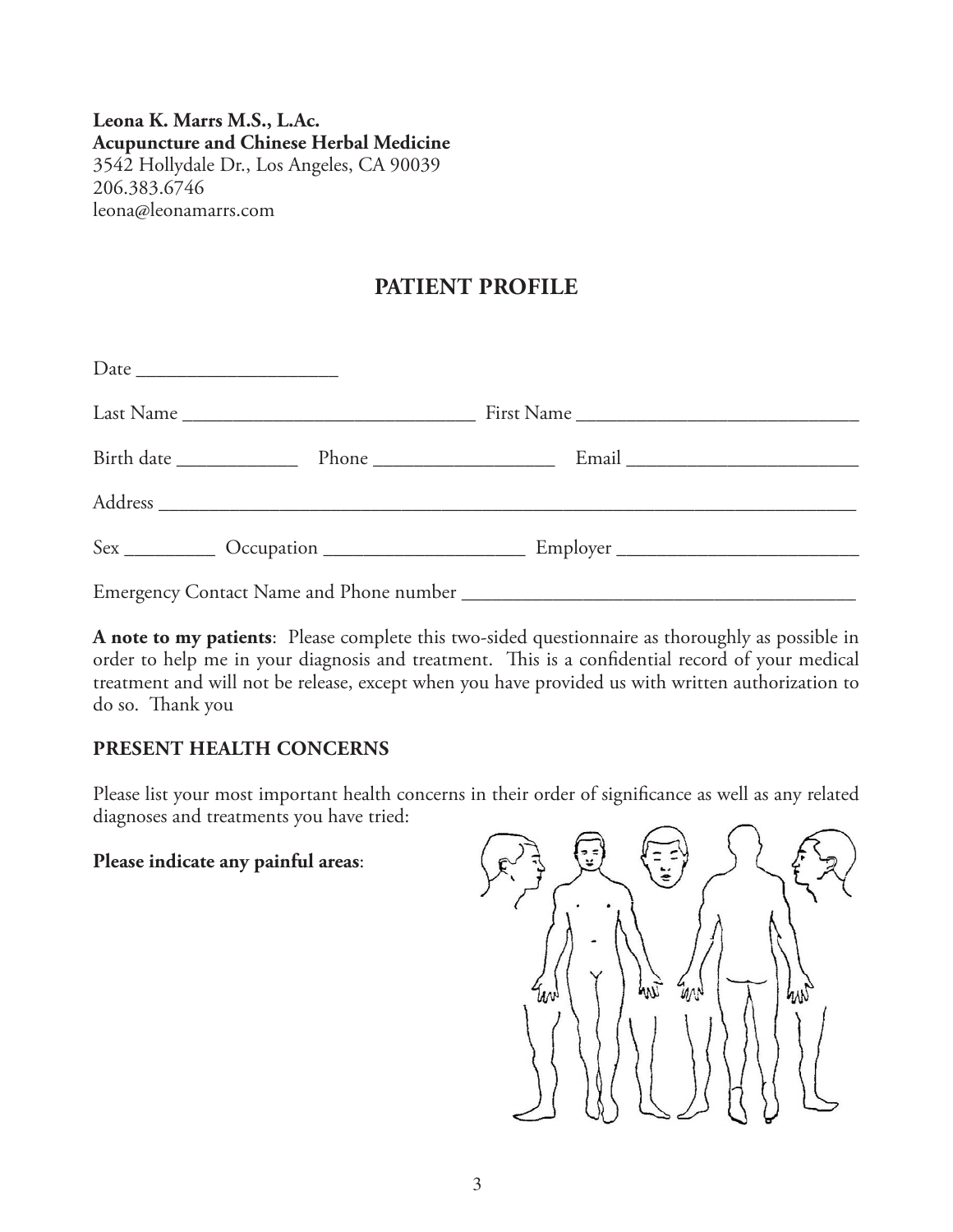**Leona K. Marrs M.S., L.Ac.**
**Acupuncture and Chinese Herbal Medicine**
3542 Hollydale Dr., Los Angeles, CA 90039
206.383.6746
leona@leonamarrs.com

## PATIENT PROFILE

Date ____________________

Last Name _____________________________ First Name ____________________________

Birth date ____________ Phone __________________ Email _______________________

Address ___________________________________________________________________________

Sex _________ Occupation ____________________ Employer ________________________

Emergency Contact Name and Phone number ________________________________________

**A note to my patients**: Please complete this two-sided questionnaire as thoroughly as possible in order to help me in your diagnosis and treatment. This is a confidential record of your medical treatment and will not be release, except when you have provided us with written authorization to do so. Thank you

### PRESENT HEALTH CONCERNS

Please list your most important health concerns in their order of significance as well as any related diagnoses and treatments you have tried:

**Please indicate any painful areas**: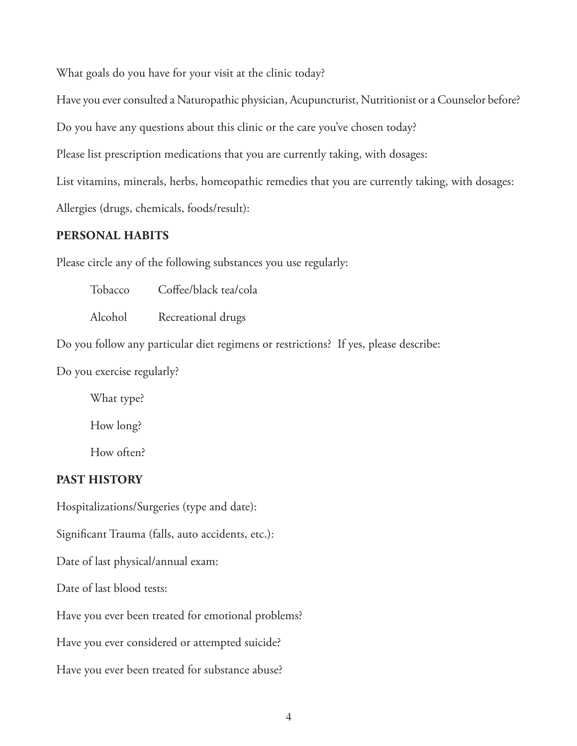What goals do you have for your visit at the clinic today?

Have you ever consulted a Naturopathic physician, Acupuncturist, Nutritionist or a Counselor before?

Do you have any questions about this clinic or the care you've chosen today?

Please list prescription medications that you are currently taking, with dosages:

List vitamins, minerals, herbs, homeopathic remedies that you are currently taking, with dosages:

Allergies (drugs, chemicals, foods/result):

## PERSONAL HABITS

Please circle any of the following substances you use regularly:

Tobacco　　Coffee/black tea/cola

Alcohol　　Recreational drugs

Do you follow any particular diet regimens or restrictions? If yes, please describe:

Do you exercise regularly?

What type?

How long?

How often?

## PAST HISTORY

Hospitalizations/Surgeries (type and date):

Significant Trauma (falls, auto accidents, etc.):

Date of last physical/annual exam:

Date of last blood tests:

Have you ever been treated for emotional problems?

Have you ever considered or attempted suicide?

Have you ever been treated for substance abuse?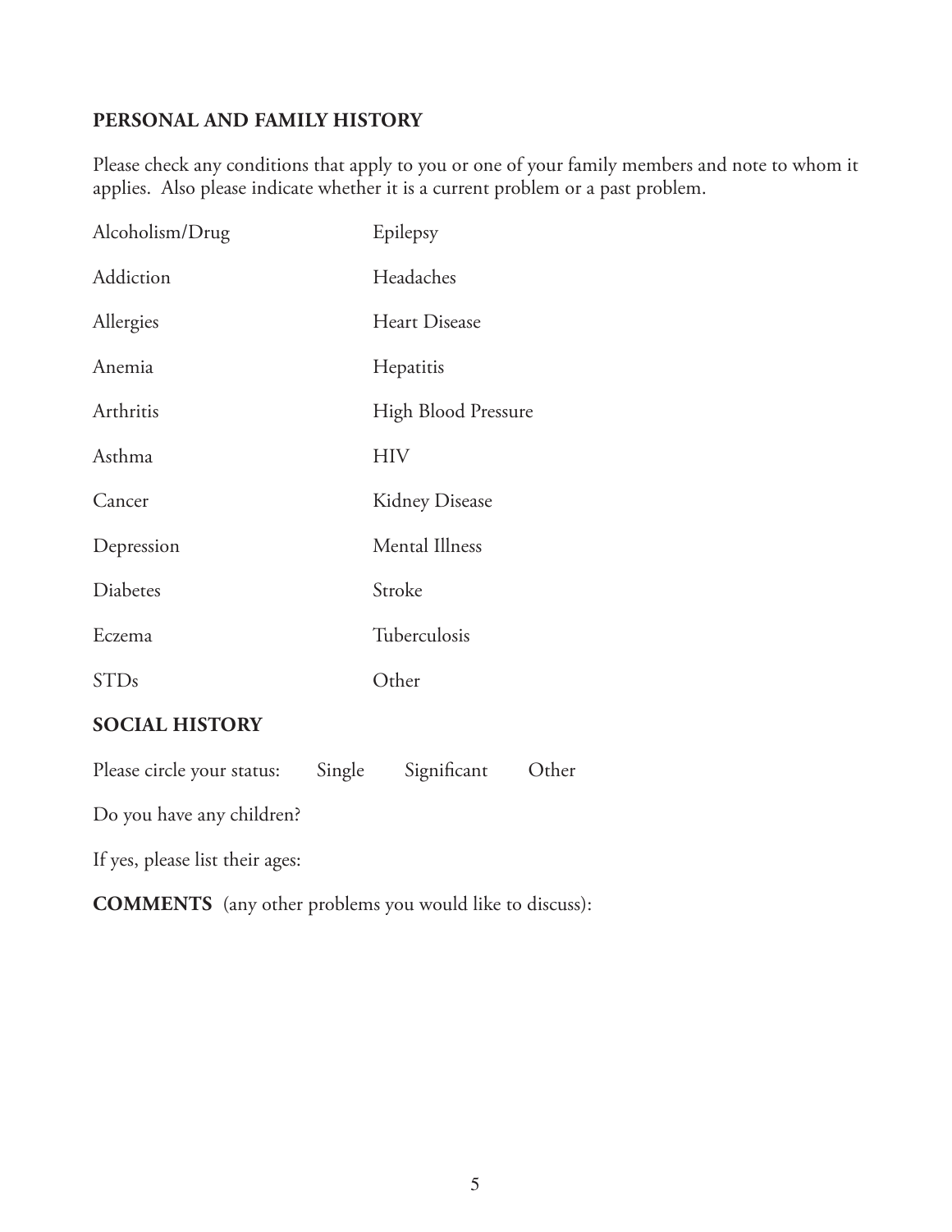**PERSONAL AND FAMILY HISTORY**

Please check any conditions that apply to you or one of your family members and note to whom it applies. Also please indicate whether it is a current problem or a past problem.

| | |
|---|---|
| Alcoholism/Drug | Epilepsy |
| Addiction | Headaches |
| Allergies | Heart Disease |
| Anemia | Hepatitis |
| Arthritis | High Blood Pressure |
| Asthma | HIV |
| Cancer | Kidney Disease |
| Depression | Mental Illness |
| Diabetes | Stroke |
| Eczema | Tuberculosis |
| STDs | Other |

**SOCIAL HISTORY**

Please circle your status: Single Significant Other

Do you have any children?

If yes, please list their ages:

**COMMENTS** (any other problems you would like to discuss):